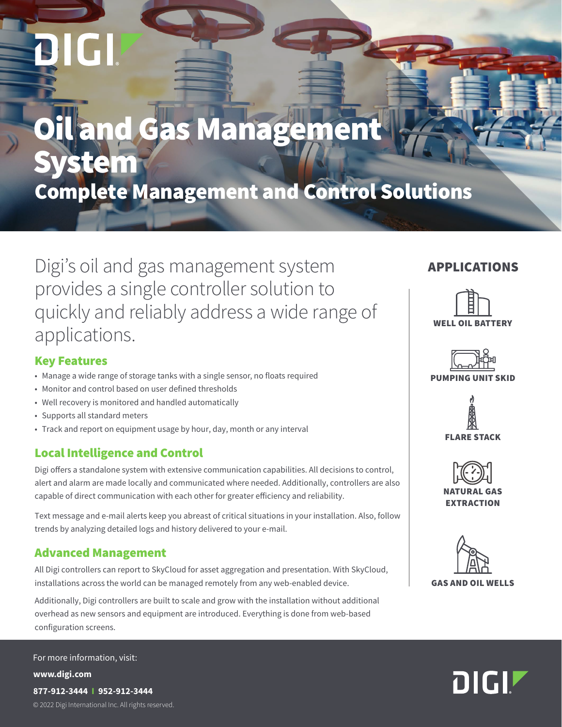# Oil and Gas Management System

## Complete Management and Control Solutions

Digi's oil and gas management system provides a single controller solution to quickly and reliably address a wide range of applications.

### Key Features

- Manage a wide range of storage tanks with a single sensor, no floats required
- Monitor and control based on user defined thresholds
- Well recovery is monitored and handled automatically
- Supports all standard meters
- Track and report on equipment usage by hour, day, month or any interval

### Local Intelligence and Control

Digi offers a standalone system with extensive communication capabilities. All decisions to control, alert and alarm are made locally and communicated where needed. Additionally, controllers are also capable of direct communication with each other for greater efficiency and reliability.

Text message and e-mail alerts keep you abreast of critical situations in your installation. Also, follow trends by analyzing detailed logs and history delivered to your e-mail.

### Advanced Management

All Digi controllers can report to SkyCloud for asset aggregation and presentation. With SkyCloud, installations across the world can be managed remotely from any web-enabled device.

Additionally, Digi controllers are built to scale and grow with the installation without additional overhead as new sensors and equipment are introduced. Everything is done from web-based configuration screens.

### APPLICATIONS

- WELL OIL BATTERY
- PUMPING UNIT SKID
- FLARE STACK
- NATURAL GAS EXTRACTION
- GAS AND OIL WELLS

For more information, visit:

**www.digi.com**

**877-912-3444 | 952-912-3444**

© 2022 Digi International Inc. All rights reserved.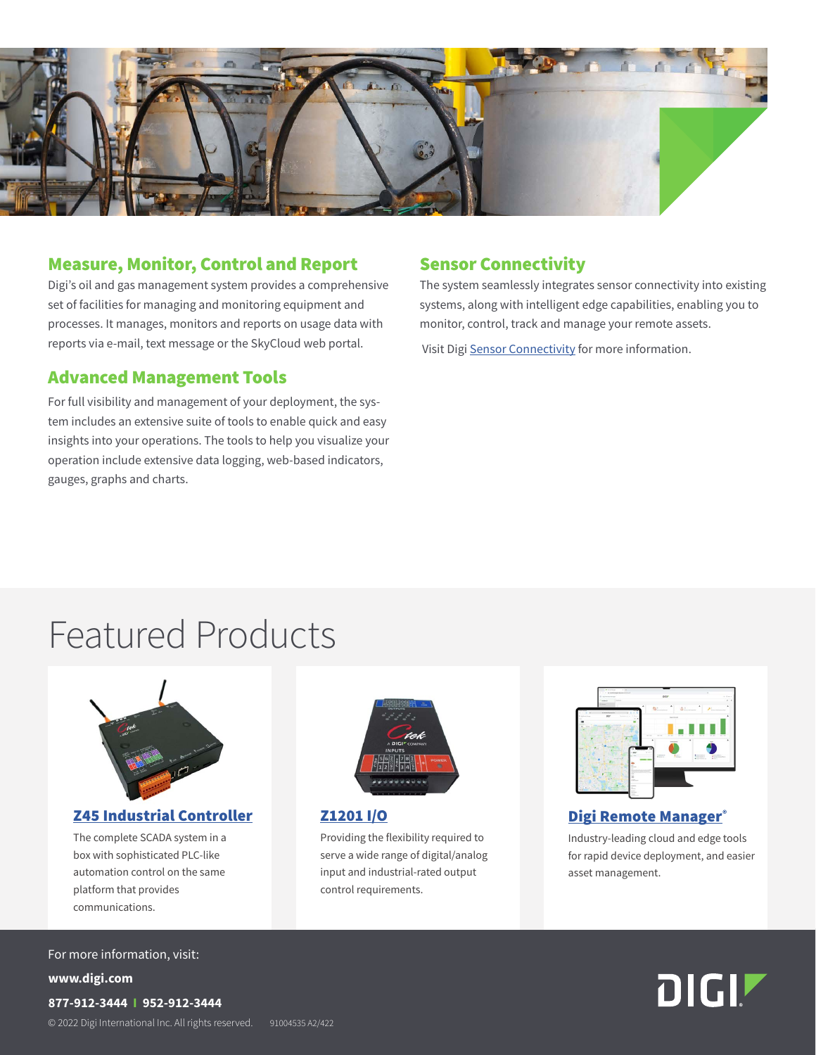## Measure, Monitor, Control and Report

Digi's oil and gas management system provides a comprehensive set of facilities for managing and monitoring equipment and processes. It manages, monitors and reports on usage data with reports via e-mail, text message or the SkyCloud web portal.

## Advanced Management Tools

For full visibility and management of your deployment, the system includes an extensive suite of tools to enable quick and easy insights into your operations. The tools to help you visualize your operation include extensive data logging, web-based indicators, gauges, graphs and charts.

## Sensor Connectivity

The system seamlessly integrates sensor connectivity into existing systems, along with intelligent edge capabilities, enabling you to monitor, control, track and manage your remote assets.

Visit Digi Sensor Connectivity for more information.

# Featured Products

### Z45 Industrial Controller

The complete SCADA system in a box with sophisticated PLC-like automation control on the same platform that provides communications.

### Z1201 I/O

Providing the flexibility required to serve a wide range of digital/analog input and industrial-rated output control requirements.

### Digi Remote Manager®

Industry-leading cloud and edge tools for rapid device deployment, and easier asset management.

For more information, visit:

**www.digi.com**

**877-912-3444 | 952-912-3444**

© 2022 Digi International Inc. All rights reserved. 91004535 A2/422